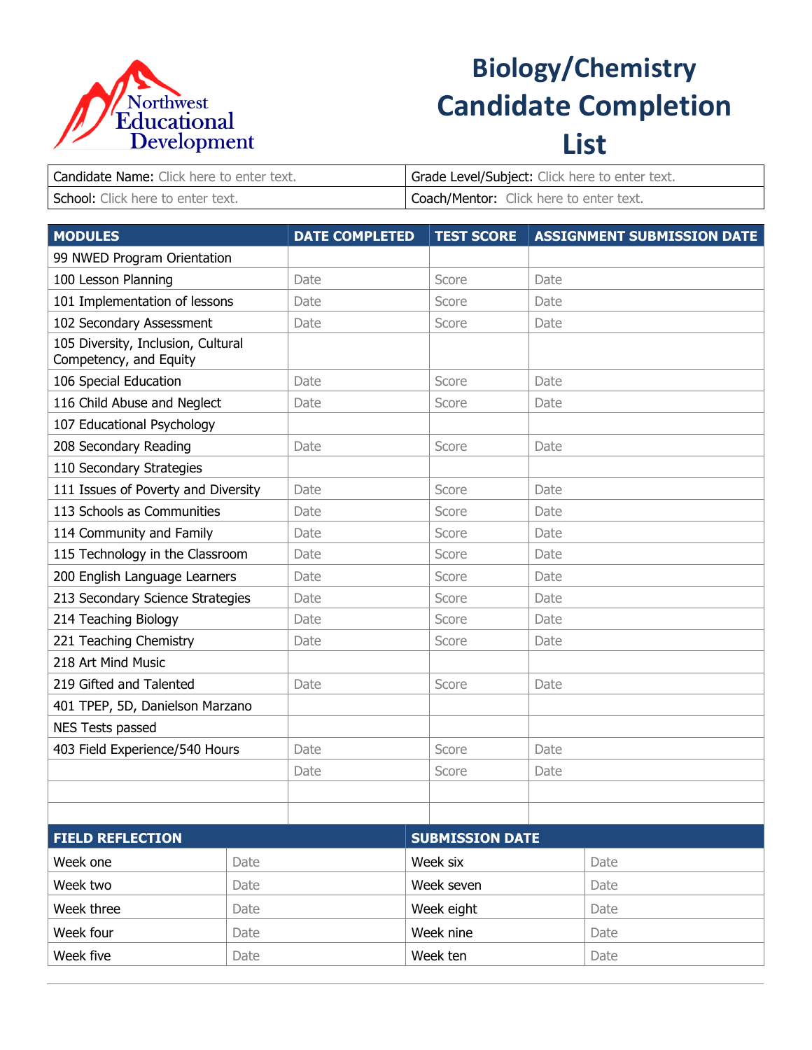Northwest Educational Development

# Biology/Chemistry Candidate Completion List

| Candidate Name: Click here to enter text. | Grade Level/Subject: Click here to enter text. |
|---|---|
| School: Click here to enter text. | Coach/Mentor: Click here to enter text. |

| MODULES | DATE COMPLETED | TEST SCORE | ASSIGNMENT SUBMISSION DATE |
|---|---|---|---|
| 99 NWED Program Orientation | | | |
| 100 Lesson Planning | Date | Score | Date |
| 101 Implementation of lessons | Date | Score | Date |
| 102 Secondary Assessment | Date | Score | Date |
| 105 Diversity, Inclusion, Cultural Competency, and Equity | | | |
| 106 Special Education | Date | Score | Date |
| 116 Child Abuse and Neglect | Date | Score | Date |
| 107 Educational Psychology | | | |
| 208 Secondary Reading | Date | Score | Date |
| 110 Secondary Strategies | | | |
| 111 Issues of Poverty and Diversity | Date | Score | Date |
| 113 Schools as Communities | Date | Score | Date |
| 114 Community and Family | Date | Score | Date |
| 115 Technology in the Classroom | Date | Score | Date |
| 200 English Language Learners | Date | Score | Date |
| 213 Secondary Science Strategies | Date | Score | Date |
| 214 Teaching Biology | Date | Score | Date |
| 221 Teaching Chemistry | Date | Score | Date |
| 218 Art Mind Music | | | |
| 219 Gifted and Talented | Date | Score | Date |
| 401 TPEP, 5D, Danielson Marzano | | | |
| NES Tests passed | | | |
| 403 Field Experience/540 Hours | Date | Score | Date |
| | Date | Score | Date |
| | | | |
| | | | |

| FIELD REFLECTION | | SUBMISSION DATE | |
|---|---|---|---|
| Week one | Date | Week six | Date |
| Week two | Date | Week seven | Date |
| Week three | Date | Week eight | Date |
| Week four | Date | Week nine | Date |
| Week five | Date | Week ten | Date |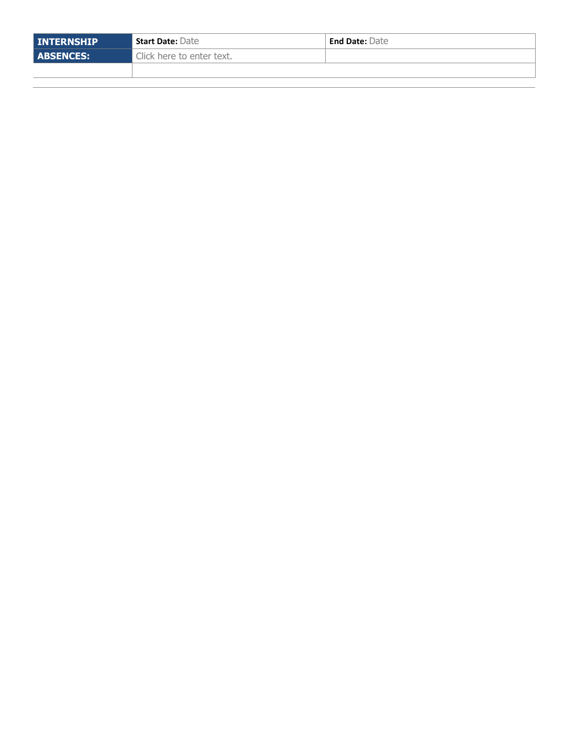| | | |
|---|---|---|
| **INTERNSHIP** | **Start Date:** Date | **End Date:** Date |
| **ABSENCES:** | Click here to enter text. | |
| | | |